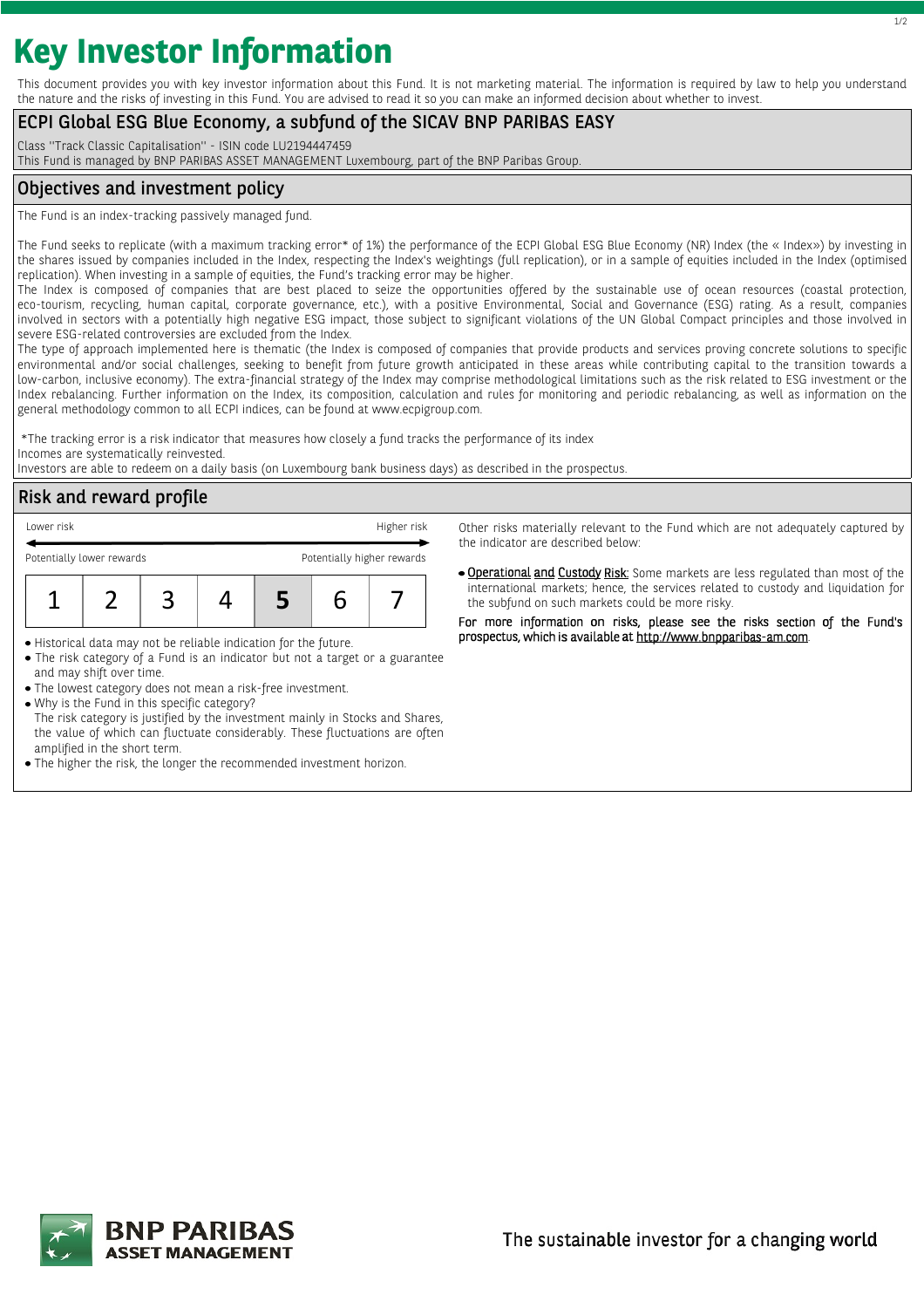# Key Investor Information

This document provides you with key investor information about this Fund. It is not marketing material. The information is required by law to help you understand the nature and the risks of investing in this Fund. You are advised to read it so you can make an informed decision about whether to invest.

## ECPI Global ESG Blue Economy, a subfund of the SICAV BNP PARIBAS EASY

Class "Track Classic Capitalisation" - ISIN code LU2194447459

This Fund is managed by BNP PARIBAS ASSET MANAGEMENT Luxembourg, part of the BNP Paribas Group.

## Objectives and investment policy

The Fund is an index-tracking passively managed fund.

The Fund seeks to replicate (with a maximum tracking error* of 1%) the performance of the ECPI Global ESG Blue Economy (NR) Index (the « Index») by investing in the shares issued by companies included in the Index, respecting the Index's weightings (full replication), or in a sample of equities included in the Index (optimised replication). When investing in a sample of equities, the Fund's tracking error may be higher.

The Index is composed of companies that are best placed to seize the opportunities offered by the sustainable use of ocean resources (coastal protection, eco-tourism, recycling, human capital, corporate governance, etc.), with a positive Environmental, Social and Governance (ESG) rating. As a result, companies involved in sectors with a potentially high negative ESG impact, those subject to significant violations of the UN Global Compact principles and those involved in severe ESG-related controversies are excluded from the Index.

The type of approach implemented here is thematic (the Index is composed of companies that provide products and services proving concrete solutions to specific environmental and/or social challenges, seeking to benefit from future growth anticipated in these areas while contributing capital to the transition towards a low-carbon, inclusive economy). The extra-financial strategy of the Index may comprise methodological limitations such as the risk related to ESG investment or the Index rebalancing. Further information on the Index, its composition, calculation and rules for monitoring and periodic rebalancing, as well as information on the general methodology common to all ECPI indices, can be found at www.ecpigroup.com.

*The tracking error is a risk indicator that measures how closely a fund tracks the performance of its index

Incomes are systematically reinvested.

Investors are able to redeem on a daily basis (on Luxembourg bank business days) as described in the prospectus.

## Risk and reward profile

Lower risk — Higher risk

Potentially lower rewards — Potentially higher rewards

| 1 | 2 | 3 | 4 | **5** | 6 | 7 |
|---|---|---|---|---|---|---|

- Historical data may not be reliable indication for the future.
- The risk category of a Fund is an indicator but not a target or a guarantee and may shift over time.
- The lowest category does not mean a risk-free investment.
- Why is the Fund in this specific category?
  The risk category is justified by the investment mainly in Stocks and Shares, the value of which can fluctuate considerably. These fluctuations are often amplified in the short term.
- The higher the risk, the longer the recommended investment horizon.

Other risks materially relevant to the Fund which are not adequately captured by the indicator are described below:

- Operational and Custody Risk: Some markets are less regulated than most of the international markets; hence, the services related to custody and liquidation for the subfund on such markets could be more risky.

For more information on risks, please see the risks section of the Fund's prospectus, which is available at http://www.bnpparibas-am.com.

BNP PARIBAS ASSET MANAGEMENT

The sustainable investor for a changing world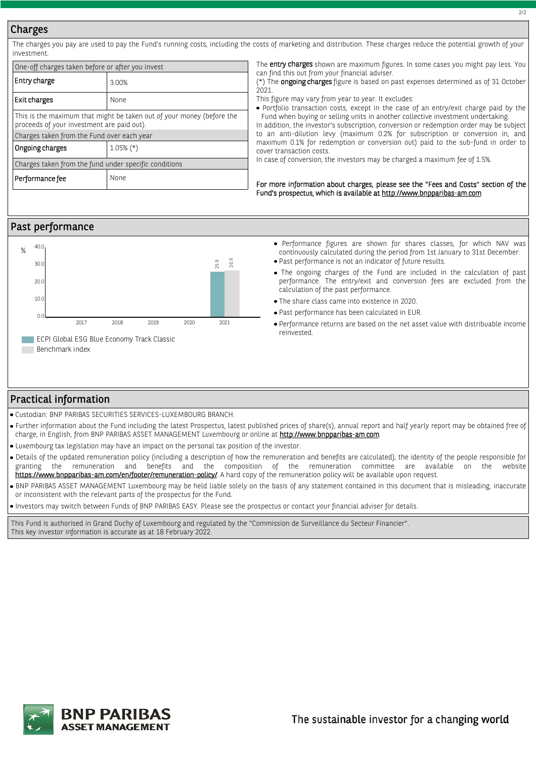## Charges

The charges you pay are used to pay the Fund's running costs, including the costs of marketing and distribution. These charges reduce the potential growth of your investment.

| One-off charges taken before or after you invest | |
|---|---|
| **Entry charge** | 3.00% |
| **Exit charges** | None |
| This is the maximum that might be taken out of your money (before the proceeds of your investment are paid out). | |
| Charges taken from the Fund over each year | |
| **Ongoing charges** | 1.05% (*) |
| Charges taken from the fund under specific conditions | |
| **Performance fee** | None |

The **entry charges** shown are maximum figures. In some cases you might pay less. You can find this out from your financial adviser.

(*) The **ongoing charges** figure is based on past expenses determined as of 31 October 2021.

This figure may vary from year to year. It excludes:

- Portfolio transaction costs, except in the case of an entry/exit charge paid by the Fund when buying or selling units in another collective investment undertaking.

In addition, the investor's subscription, conversion or redemption order may be subject to an anti-dilution levy (maximum 0.2% for subscription or conversion in, and maximum 0.1% for redemption or conversion out) paid to the sub-fund in order to cover transaction costs.

In case of conversion, the investors may be charged a maximum fee of 1.5%.

**For more information about charges, please see the "Fees and Costs" section of the Fund's prospectus, which is available at http://www.bnpparibas-am.com.**

## Past performance

%
40.0
30.0
20.0
10.0
0.0
2017 2018 2019 2020 2021
25.9
26.9
ECPI Global ESG Blue Economy Track Classic
Benchmark index

- Performance figures are shown for shares classes, for which NAV was continuously calculated during the period from 1st January to 31st December.
- Past performance is not an indicator of future results.
- The ongoing charges of the Fund are included in the calculation of past performance. The entry/exit and conversion fees are excluded from the calculation of the past performance.
- The share class came into existence in 2020.
- Past performance has been calculated in EUR.
- Performance returns are based on the net asset value with distribuable income reinvested.

## Practical information

- Custodian: BNP PARIBAS SECURITIES SERVICES-LUXEMBOURG BRANCH.
- Further information about the Fund including the latest Prospectus, latest published prices of share(s), annual report and half yearly report may be obtained free of charge, in English, from BNP PARIBAS ASSET MANAGEMENT Luxembourg or online at http://www.bnpparibas-am.com.
- Luxembourg tax legislation may have an impact on the personal tax position of the investor.
- Details of the updated remuneration policy (including a description of how the remuneration and benefits are calculated), the identity of the people responsible for granting the remuneration and benefits and the composition of the remuneration committee are available on the website **https://www.bnpparibas-am.com/en/footer/remuneration-policy/**. A hard copy of the remuneration policy will be available upon request.
- BNP PARIBAS ASSET MANAGEMENT Luxembourg may be held liable solely on the basis of any statement contained in this document that is misleading, inaccurate or inconsistent with the relevant parts of the prospectus for the Fund.
- Investors may switch between Funds of BNP PARIBAS EASY. Please see the prospectus or contact your financial adviser for details.

This Fund is authorised in Grand Duchy of Luxembourg and regulated by the "Commission de Surveillance du Secteur Financier".
This key investor information is accurate as at 18 February 2022.

BNP PARIBAS ASSET MANAGEMENT

The sustainable investor for a changing world